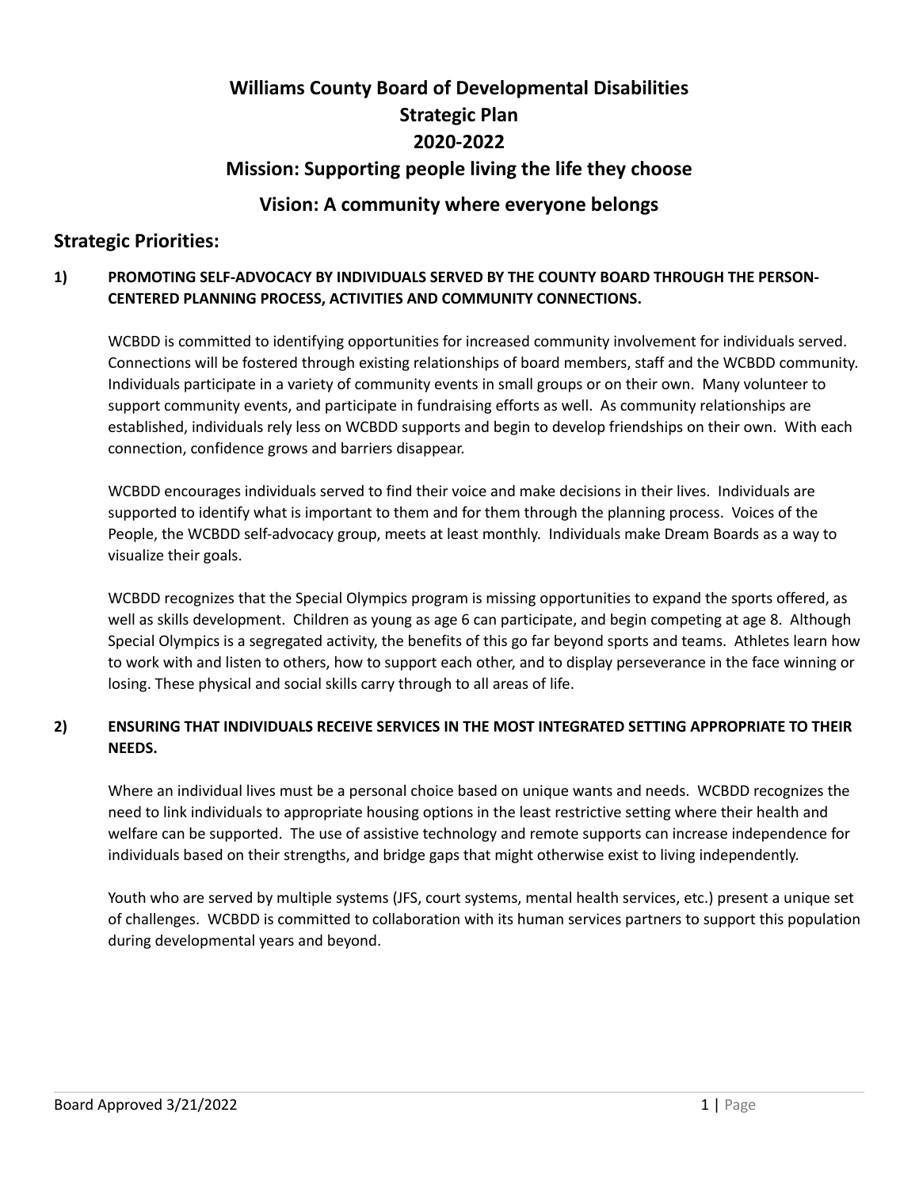# Williams County Board of Developmental Disabilities
# Strategic Plan
# 2020-2022

## Mission: Supporting people living the life they choose

## Vision: A community where everyone belongs

## Strategic Priorities:

### 1) PROMOTING SELF-ADVOCACY BY INDIVIDUALS SERVED BY THE COUNTY BOARD THROUGH THE PERSON-CENTERED PLANNING PROCESS, ACTIVITIES AND COMMUNITY CONNECTIONS.

WCBDD is committed to identifying opportunities for increased community involvement for individuals served. Connections will be fostered through existing relationships of board members, staff and the WCBDD community. Individuals participate in a variety of community events in small groups or on their own. Many volunteer to support community events, and participate in fundraising efforts as well. As community relationships are established, individuals rely less on WCBDD supports and begin to develop friendships on their own. With each connection, confidence grows and barriers disappear.

WCBDD encourages individuals served to find their voice and make decisions in their lives. Individuals are supported to identify what is important to them and for them through the planning process. Voices of the People, the WCBDD self-advocacy group, meets at least monthly. Individuals make Dream Boards as a way to visualize their goals.

WCBDD recognizes that the Special Olympics program is missing opportunities to expand the sports offered, as well as skills development. Children as young as age 6 can participate, and begin competing at age 8. Although Special Olympics is a segregated activity, the benefits of this go far beyond sports and teams. Athletes learn how to work with and listen to others, how to support each other, and to display perseverance in the face winning or losing. These physical and social skills carry through to all areas of life.

### 2) ENSURING THAT INDIVIDUALS RECEIVE SERVICES IN THE MOST INTEGRATED SETTING APPROPRIATE TO THEIR NEEDS.

Where an individual lives must be a personal choice based on unique wants and needs. WCBDD recognizes the need to link individuals to appropriate housing options in the least restrictive setting where their health and welfare can be supported. The use of assistive technology and remote supports can increase independence for individuals based on their strengths, and bridge gaps that might otherwise exist to living independently.

Youth who are served by multiple systems (JFS, court systems, mental health services, etc.) present a unique set of challenges. WCBDD is committed to collaboration with its human services partners to support this population during developmental years and beyond.

Board Approved 3/21/2022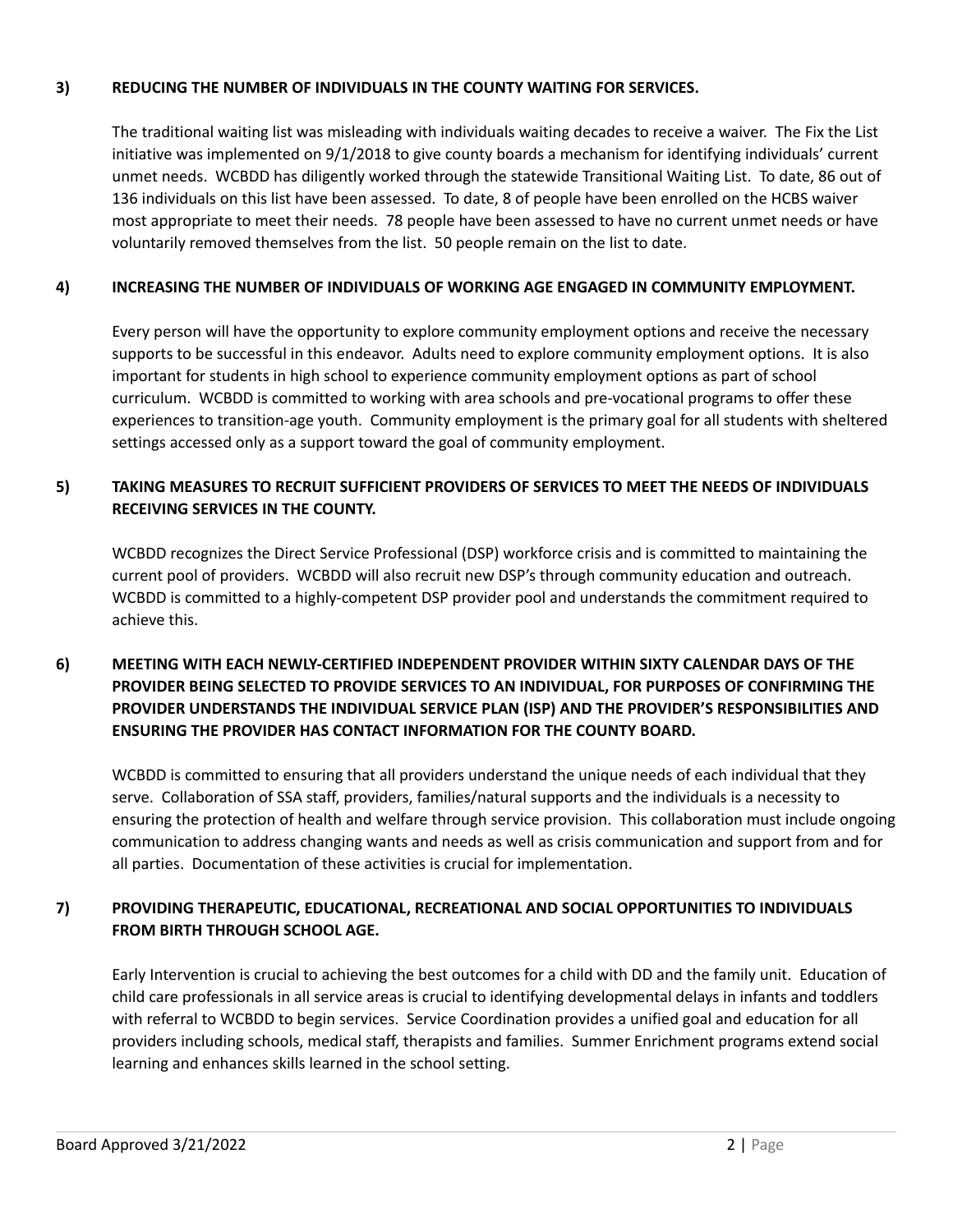### 3) REDUCING THE NUMBER OF INDIVIDUALS IN THE COUNTY WAITING FOR SERVICES.

The traditional waiting list was misleading with individuals waiting decades to receive a waiver. The Fix the List initiative was implemented on 9/1/2018 to give county boards a mechanism for identifying individuals' current unmet needs. WCBDD has diligently worked through the statewide Transitional Waiting List. To date, 86 out of 136 individuals on this list have been assessed. To date, 8 of people have been enrolled on the HCBS waiver most appropriate to meet their needs. 78 people have been assessed to have no current unmet needs or have voluntarily removed themselves from the list. 50 people remain on the list to date.

### 4) INCREASING THE NUMBER OF INDIVIDUALS OF WORKING AGE ENGAGED IN COMMUNITY EMPLOYMENT.

Every person will have the opportunity to explore community employment options and receive the necessary supports to be successful in this endeavor. Adults need to explore community employment options. It is also important for students in high school to experience community employment options as part of school curriculum. WCBDD is committed to working with area schools and pre-vocational programs to offer these experiences to transition-age youth. Community employment is the primary goal for all students with sheltered settings accessed only as a support toward the goal of community employment.

### 5) TAKING MEASURES TO RECRUIT SUFFICIENT PROVIDERS OF SERVICES TO MEET THE NEEDS OF INDIVIDUALS RECEIVING SERVICES IN THE COUNTY.

WCBDD recognizes the Direct Service Professional (DSP) workforce crisis and is committed to maintaining the current pool of providers. WCBDD will also recruit new DSP's through community education and outreach. WCBDD is committed to a highly-competent DSP provider pool and understands the commitment required to achieve this.

### 6) MEETING WITH EACH NEWLY-CERTIFIED INDEPENDENT PROVIDER WITHIN SIXTY CALENDAR DAYS OF THE PROVIDER BEING SELECTED TO PROVIDE SERVICES TO AN INDIVIDUAL, FOR PURPOSES OF CONFIRMING THE PROVIDER UNDERSTANDS THE INDIVIDUAL SERVICE PLAN (ISP) AND THE PROVIDER'S RESPONSIBILITIES AND ENSURING THE PROVIDER HAS CONTACT INFORMATION FOR THE COUNTY BOARD.

WCBDD is committed to ensuring that all providers understand the unique needs of each individual that they serve. Collaboration of SSA staff, providers, families/natural supports and the individuals is a necessity to ensuring the protection of health and welfare through service provision. This collaboration must include ongoing communication to address changing wants and needs as well as crisis communication and support from and for all parties. Documentation of these activities is crucial for implementation.

### 7) PROVIDING THERAPEUTIC, EDUCATIONAL, RECREATIONAL AND SOCIAL OPPORTUNITIES TO INDIVIDUALS FROM BIRTH THROUGH SCHOOL AGE.

Early Intervention is crucial to achieving the best outcomes for a child with DD and the family unit. Education of child care professionals in all service areas is crucial to identifying developmental delays in infants and toddlers with referral to WCBDD to begin services. Service Coordination provides a unified goal and education for all providers including schools, medical staff, therapists and families. Summer Enrichment programs extend social learning and enhances skills learned in the school setting.

Board Approved 3/21/2022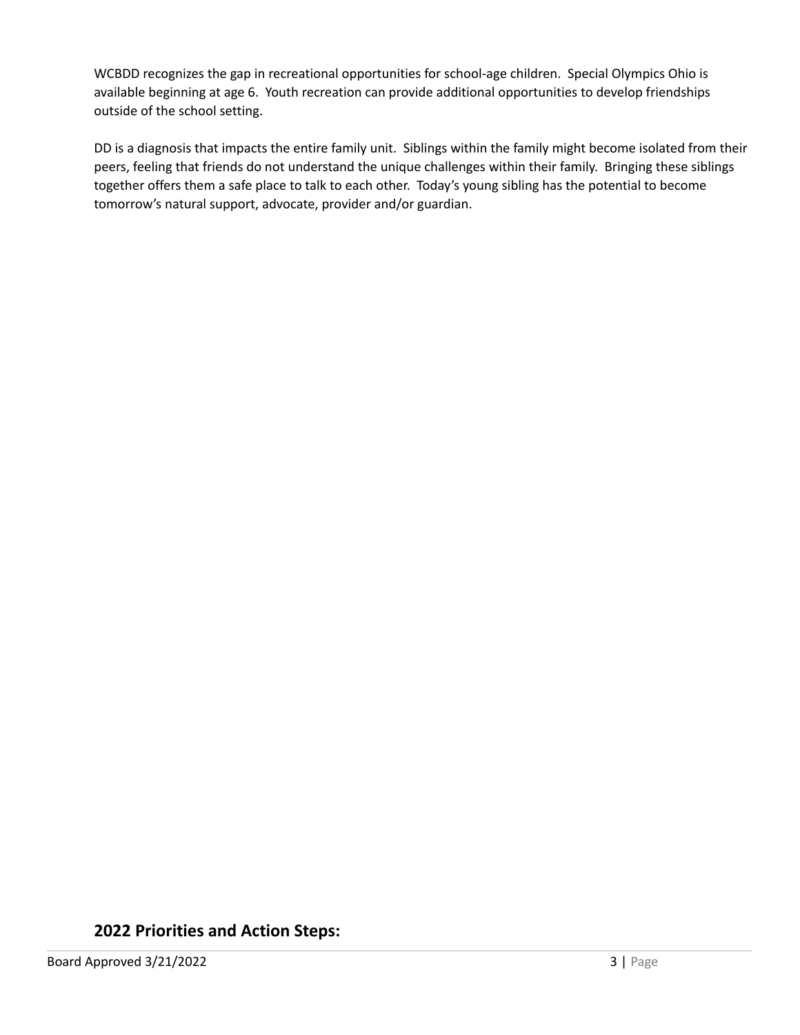WCBDD recognizes the gap in recreational opportunities for school-age children. Special Olympics Ohio is available beginning at age 6. Youth recreation can provide additional opportunities to develop friendships outside of the school setting.

DD is a diagnosis that impacts the entire family unit. Siblings within the family might become isolated from their peers, feeling that friends do not understand the unique challenges within their family. Bringing these siblings together offers them a safe place to talk to each other. Today's young sibling has the potential to become tomorrow's natural support, advocate, provider and/or guardian.

## 2022 Priorities and Action Steps: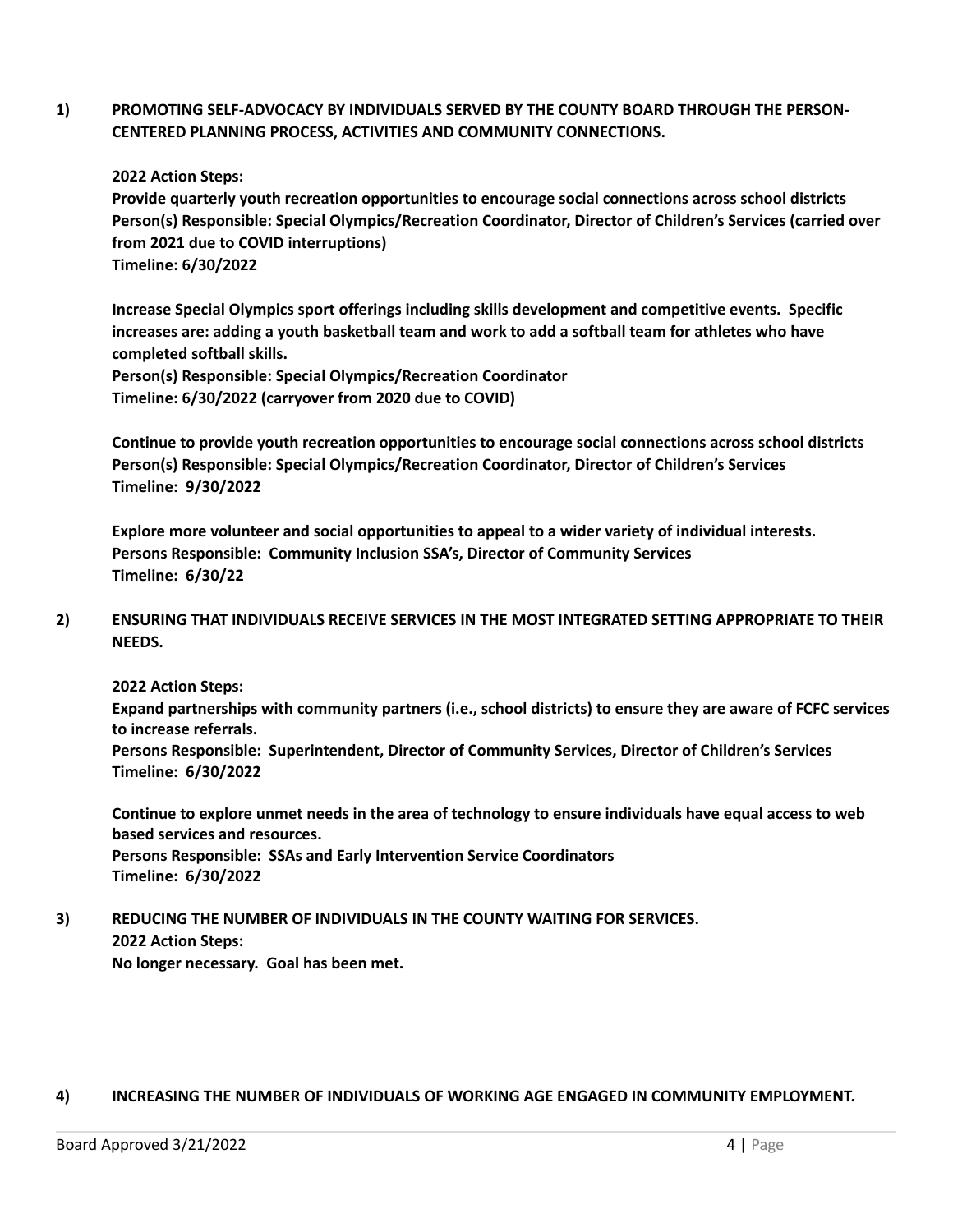**1) PROMOTING SELF-ADVOCACY BY INDIVIDUALS SERVED BY THE COUNTY BOARD THROUGH THE PERSON-CENTERED PLANNING PROCESS, ACTIVITIES AND COMMUNITY CONNECTIONS.**

**2022 Action Steps:**
**Provide quarterly youth recreation opportunities to encourage social connections across school districts**
**Person(s) Responsible: Special Olympics/Recreation Coordinator, Director of Children's Services (carried over from 2021 due to COVID interruptions)**
**Timeline: 6/30/2022**

**Increase Special Olympics sport offerings including skills development and competitive events. Specific increases are: adding a youth basketball team and work to add a softball team for athletes who have completed softball skills.**
**Person(s) Responsible: Special Olympics/Recreation Coordinator**
**Timeline: 6/30/2022 (carryover from 2020 due to COVID)**

**Continue to provide youth recreation opportunities to encourage social connections across school districts**
**Person(s) Responsible: Special Olympics/Recreation Coordinator, Director of Children's Services**
**Timeline: 9/30/2022**

**Explore more volunteer and social opportunities to appeal to a wider variety of individual interests.**
**Persons Responsible: Community Inclusion SSA's, Director of Community Services**
**Timeline: 6/30/22**

**2) ENSURING THAT INDIVIDUALS RECEIVE SERVICES IN THE MOST INTEGRATED SETTING APPROPRIATE TO THEIR NEEDS.**

**2022 Action Steps:**
**Expand partnerships with community partners (i.e., school districts) to ensure they are aware of FCFC services to increase referrals.**
**Persons Responsible: Superintendent, Director of Community Services, Director of Children's Services**
**Timeline: 6/30/2022**

**Continue to explore unmet needs in the area of technology to ensure individuals have equal access to web based services and resources.**
**Persons Responsible: SSAs and Early Intervention Service Coordinators**
**Timeline: 6/30/2022**

**3) REDUCING THE NUMBER OF INDIVIDUALS IN THE COUNTY WAITING FOR SERVICES.**
**2022 Action Steps:**
**No longer necessary. Goal has been met.**

**4) INCREASING THE NUMBER OF INDIVIDUALS OF WORKING AGE ENGAGED IN COMMUNITY EMPLOYMENT.**

Board Approved 3/21/2022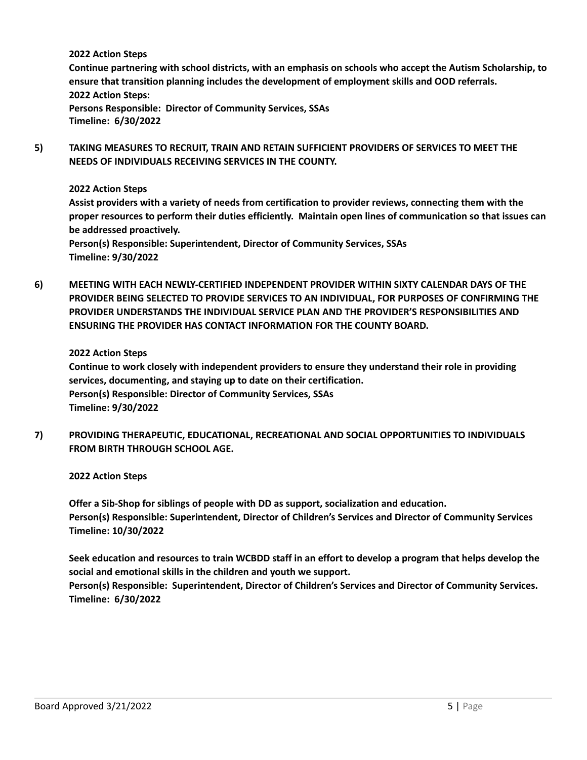**2022 Action Steps**

**Continue partnering with school districts, with an emphasis on schools who accept the Autism Scholarship, to ensure that transition planning includes the development of employment skills and OOD referrals.**

**2022 Action Steps:**

**Persons Responsible: Director of Community Services, SSAs**

**Timeline: 6/30/2022**

**5) TAKING MEASURES TO RECRUIT, TRAIN AND RETAIN SUFFICIENT PROVIDERS OF SERVICES TO MEET THE NEEDS OF INDIVIDUALS RECEIVING SERVICES IN THE COUNTY.**

**2022 Action Steps**

**Assist providers with a variety of needs from certification to provider reviews, connecting them with the proper resources to perform their duties efficiently. Maintain open lines of communication so that issues can be addressed proactively.**

**Person(s) Responsible: Superintendent, Director of Community Services, SSAs**

**Timeline: 9/30/2022**

**6) MEETING WITH EACH NEWLY-CERTIFIED INDEPENDENT PROVIDER WITHIN SIXTY CALENDAR DAYS OF THE PROVIDER BEING SELECTED TO PROVIDE SERVICES TO AN INDIVIDUAL, FOR PURPOSES OF CONFIRMING THE PROVIDER UNDERSTANDS THE INDIVIDUAL SERVICE PLAN AND THE PROVIDER'S RESPONSIBILITIES AND ENSURING THE PROVIDER HAS CONTACT INFORMATION FOR THE COUNTY BOARD.**

**2022 Action Steps**

**Continue to work closely with independent providers to ensure they understand their role in providing services, documenting, and staying up to date on their certification.**

**Person(s) Responsible: Director of Community Services, SSAs**

**Timeline: 9/30/2022**

**7) PROVIDING THERAPEUTIC, EDUCATIONAL, RECREATIONAL AND SOCIAL OPPORTUNITIES TO INDIVIDUALS FROM BIRTH THROUGH SCHOOL AGE.**

**2022 Action Steps**

**Offer a Sib-Shop for siblings of people with DD as support, socialization and education.**

**Person(s) Responsible: Superintendent, Director of Children's Services and Director of Community Services**

**Timeline: 10/30/2022**

**Seek education and resources to train WCBDD staff in an effort to develop a program that helps develop the social and emotional skills in the children and youth we support.**

**Person(s) Responsible: Superintendent, Director of Children's Services and Director of Community Services.**

**Timeline: 6/30/2022**

Board Approved 3/21/2022